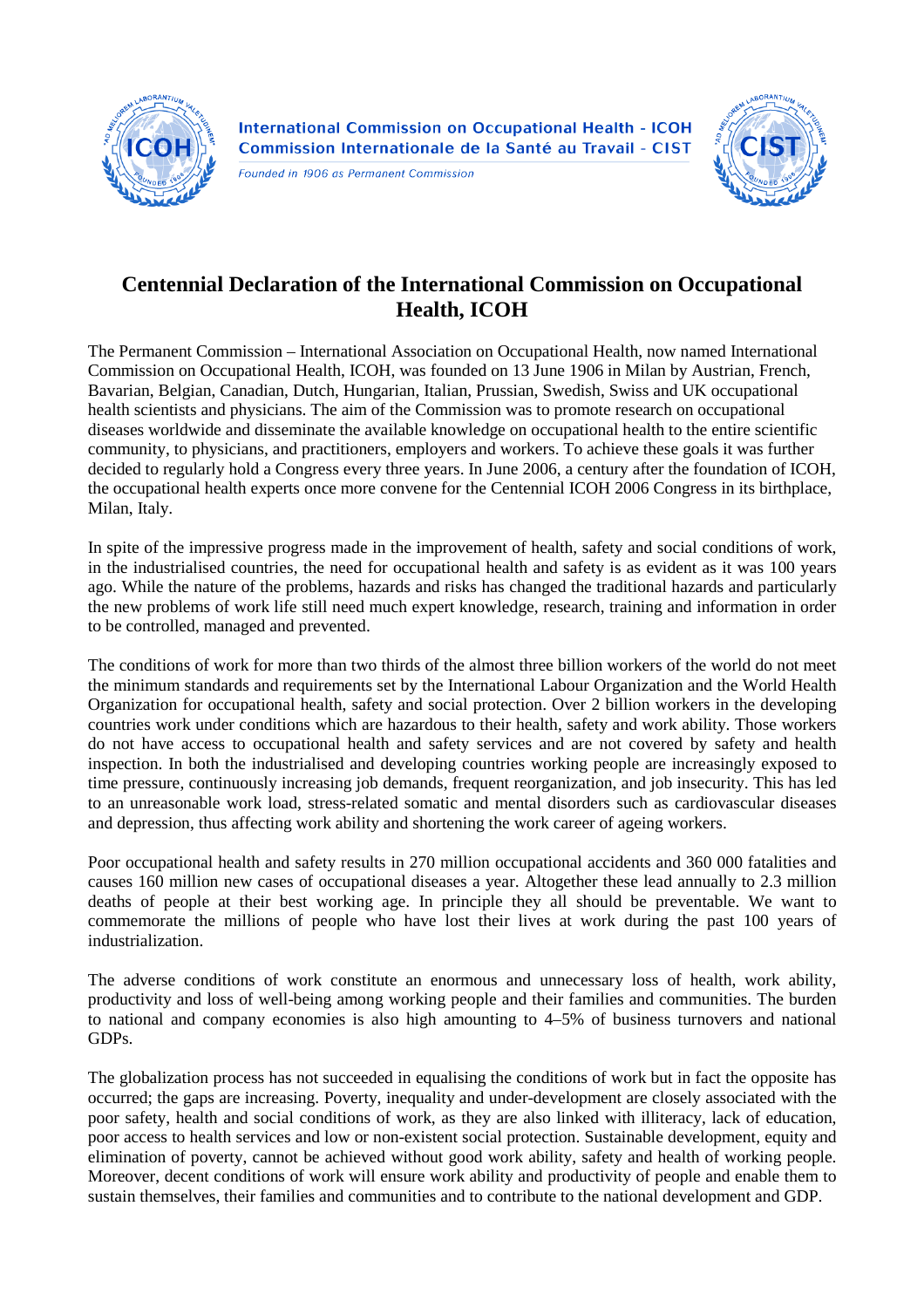International Commission on Occupational Health - ICOH
Commission Internationale de la Santé au Travail - CIST
*Founded in 1906 as Permanent Commission*

# Centennial Declaration of the International Commission on Occupational Health, ICOH

The Permanent Commission – International Association on Occupational Health, now named International Commission on Occupational Health, ICOH, was founded on 13 June 1906 in Milan by Austrian, French, Bavarian, Belgian, Canadian, Dutch, Hungarian, Italian, Prussian, Swedish, Swiss and UK occupational health scientists and physicians. The aim of the Commission was to promote research on occupational diseases worldwide and disseminate the available knowledge on occupational health to the entire scientific community, to physicians, and practitioners, employers and workers. To achieve these goals it was further decided to regularly hold a Congress every three years. In June 2006, a century after the foundation of ICOH, the occupational health experts once more convene for the Centennial ICOH 2006 Congress in its birthplace, Milan, Italy.

In spite of the impressive progress made in the improvement of health, safety and social conditions of work, in the industrialised countries, the need for occupational health and safety is as evident as it was 100 years ago. While the nature of the problems, hazards and risks has changed the traditional hazards and particularly the new problems of work life still need much expert knowledge, research, training and information in order to be controlled, managed and prevented.

The conditions of work for more than two thirds of the almost three billion workers of the world do not meet the minimum standards and requirements set by the International Labour Organization and the World Health Organization for occupational health, safety and social protection. Over 2 billion workers in the developing countries work under conditions which are hazardous to their health, safety and work ability. Those workers do not have access to occupational health and safety services and are not covered by safety and health inspection. In both the industrialised and developing countries working people are increasingly exposed to time pressure, continuously increasing job demands, frequent reorganization, and job insecurity. This has led to an unreasonable work load, stress-related somatic and mental disorders such as cardiovascular diseases and depression, thus affecting work ability and shortening the work career of ageing workers.

Poor occupational health and safety results in 270 million occupational accidents and 360 000 fatalities and causes 160 million new cases of occupational diseases a year. Altogether these lead annually to 2.3 million deaths of people at their best working age. In principle they all should be preventable. We want to commemorate the millions of people who have lost their lives at work during the past 100 years of industrialization.

The adverse conditions of work constitute an enormous and unnecessary loss of health, work ability, productivity and loss of well-being among working people and their families and communities. The burden to national and company economies is also high amounting to 4–5% of business turnovers and national GDPs.

The globalization process has not succeeded in equalising the conditions of work but in fact the opposite has occurred; the gaps are increasing. Poverty, inequality and under-development are closely associated with the poor safety, health and social conditions of work, as they are also linked with illiteracy, lack of education, poor access to health services and low or non-existent social protection. Sustainable development, equity and elimination of poverty, cannot be achieved without good work ability, safety and health of working people. Moreover, decent conditions of work will ensure work ability and productivity of people and enable them to sustain themselves, their families and communities and to contribute to the national development and GDP.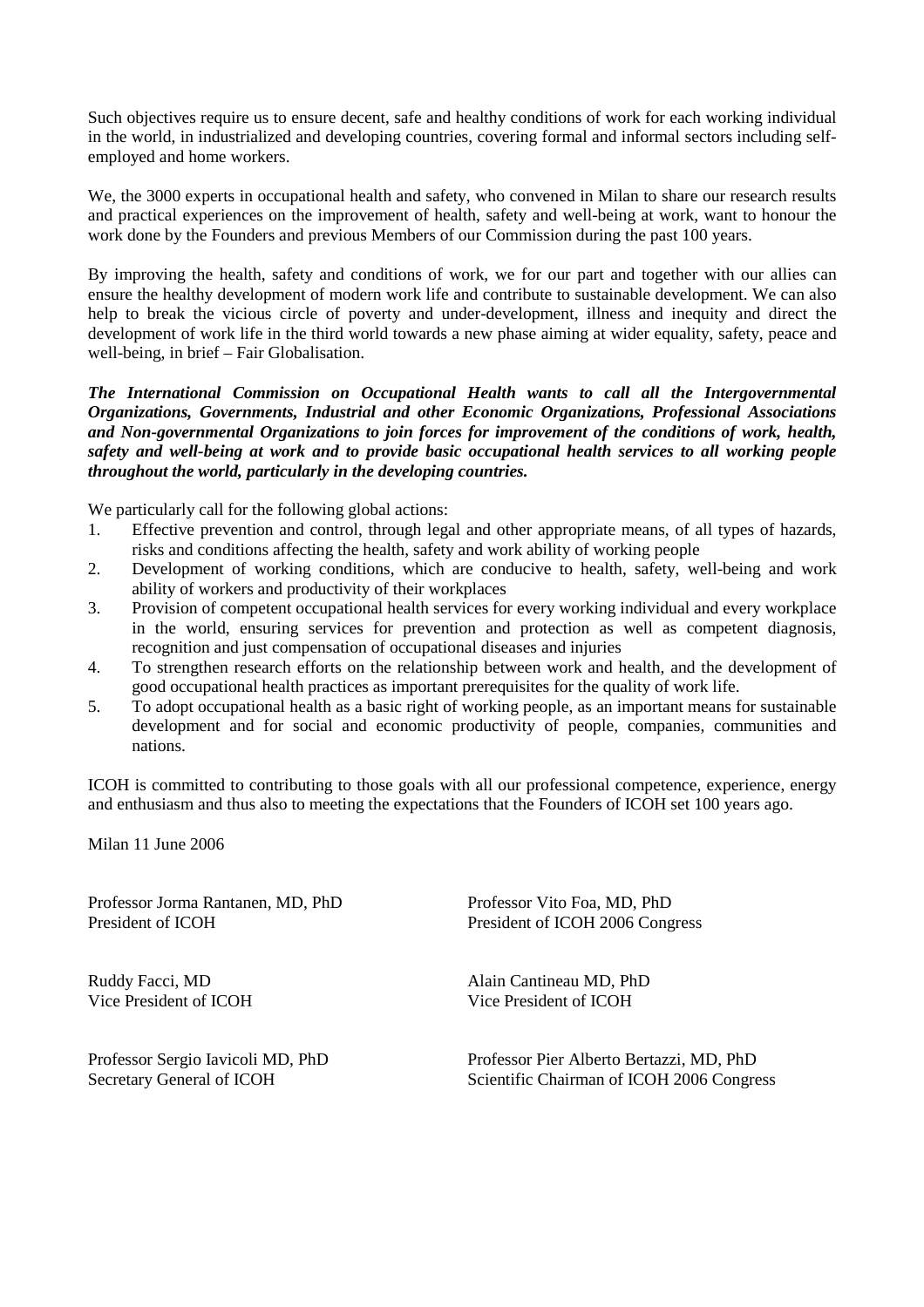Such objectives require us to ensure decent, safe and healthy conditions of work for each working individual in the world, in industrialized and developing countries, covering formal and informal sectors including self-employed and home workers.

We, the 3000 experts in occupational health and safety, who convened in Milan to share our research results and practical experiences on the improvement of health, safety and well-being at work, want to honour the work done by the Founders and previous Members of our Commission during the past 100 years.

By improving the health, safety and conditions of work, we for our part and together with our allies can ensure the healthy development of modern work life and contribute to sustainable development. We can also help to break the vicious circle of poverty and under-development, illness and inequity and direct the development of work life in the third world towards a new phase aiming at wider equality, safety, peace and well-being, in brief – Fair Globalisation.

***The International Commission on Occupational Health wants to call all the Intergovernmental Organizations, Governments, Industrial and other Economic Organizations, Professional Associations and Non-governmental Organizations to join forces for improvement of the conditions of work, health, safety and well-being at work and to provide basic occupational health services to all working people throughout the world, particularly in the developing countries.***

We particularly call for the following global actions:

1. Effective prevention and control, through legal and other appropriate means, of all types of hazards, risks and conditions affecting the health, safety and work ability of working people
2. Development of working conditions, which are conducive to health, safety, well-being and work ability of workers and productivity of their workplaces
3. Provision of competent occupational health services for every working individual and every workplace in the world, ensuring services for prevention and protection as well as competent diagnosis, recognition and just compensation of occupational diseases and injuries
4. To strengthen research efforts on the relationship between work and health, and the development of good occupational health practices as important prerequisites for the quality of work life.
5. To adopt occupational health as a basic right of working people, as an important means for sustainable development and for social and economic productivity of people, companies, communities and nations.

ICOH is committed to contributing to those goals with all our professional competence, experience, energy and enthusiasm and thus also to meeting the expectations that the Founders of ICOH set 100 years ago.

Milan 11 June 2006

Professor Jorma Rantanen, MD, PhD
President of ICOH

Professor Vito Foa, MD, PhD
President of ICOH 2006 Congress

Ruddy Facci, MD
Vice President of ICOH

Alain Cantineau MD, PhD
Vice President of ICOH

Professor Sergio Iavicoli MD, PhD
Secretary General of ICOH

Professor Pier Alberto Bertazzi, MD, PhD
Scientific Chairman of ICOH 2006 Congress